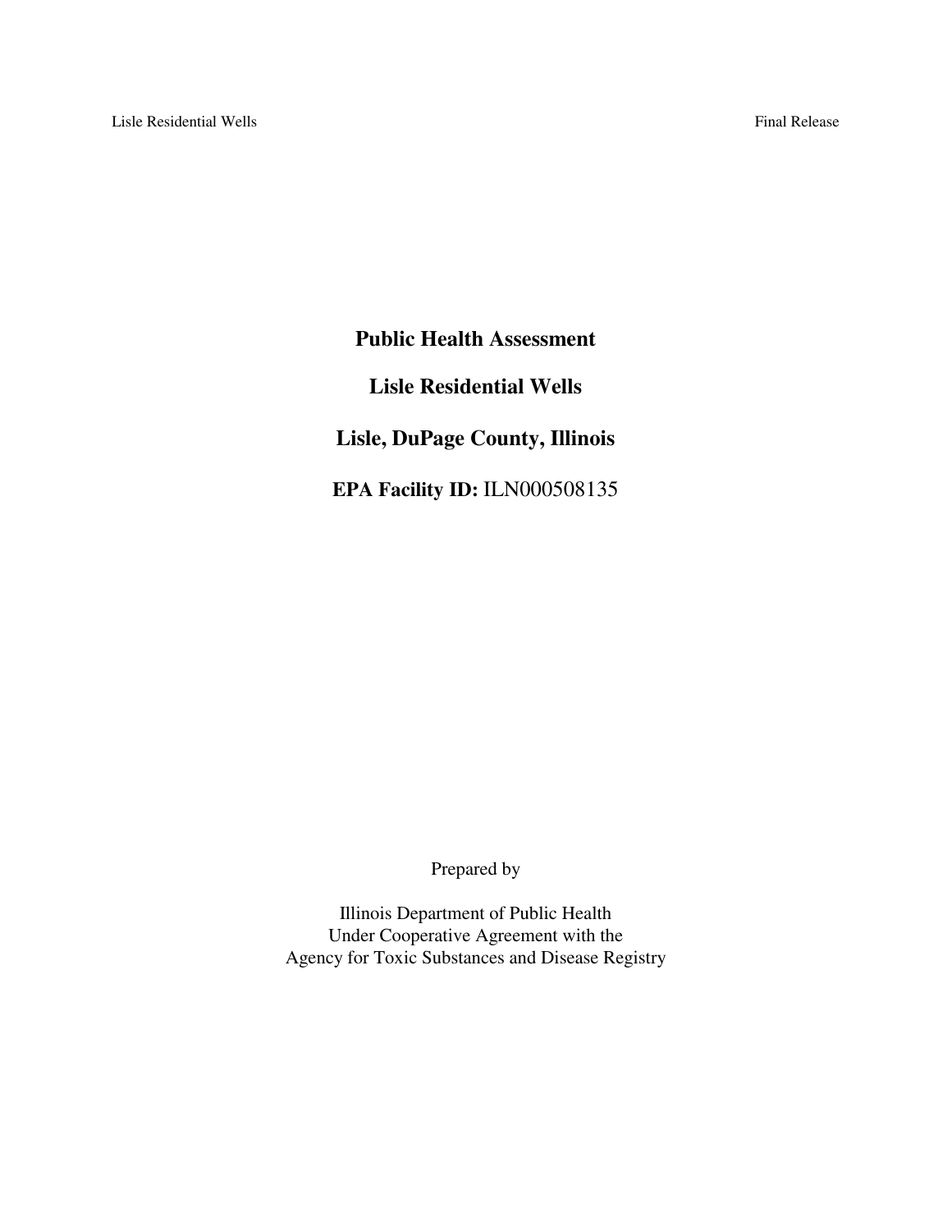# Public Health Assessment

## Lisle Residential Wells

## Lisle, DuPage County, Illinois

**EPA Facility ID:** ILN000508135

Prepared by

Illinois Department of Public Health
Under Cooperative Agreement with the
Agency for Toxic Substances and Disease Registry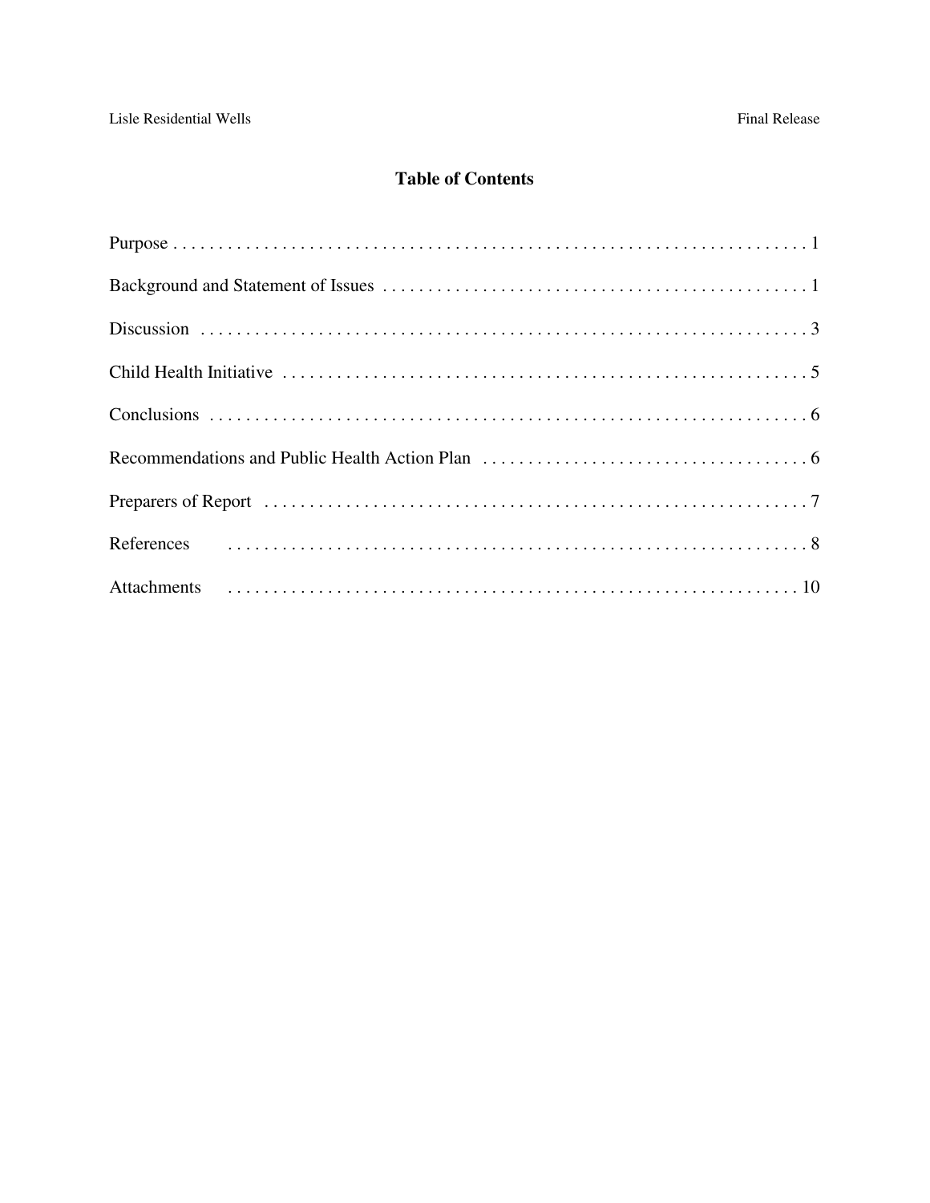# Table of Contents

Purpose . . . . . . . . . . . . . . . . . . . . . . . . . . . . . . . . . . . . . . . . . . . . . . . . . . . . . . . . . . . . . . . . . . . 1

Background and Statement of Issues . . . . . . . . . . . . . . . . . . . . . . . . . . . . . . . . . . . . . . . . . . . . . . . 1

Discussion . . . . . . . . . . . . . . . . . . . . . . . . . . . . . . . . . . . . . . . . . . . . . . . . . . . . . . . . . . . . . . . . . 3

Child Health Initiative . . . . . . . . . . . . . . . . . . . . . . . . . . . . . . . . . . . . . . . . . . . . . . . . . . . . . . . . . 5

Conclusions . . . . . . . . . . . . . . . . . . . . . . . . . . . . . . . . . . . . . . . . . . . . . . . . . . . . . . . . . . . . . . . . 6

Recommendations and Public Health Action Plan . . . . . . . . . . . . . . . . . . . . . . . . . . . . . . . . . . . . 6

Preparers of Report . . . . . . . . . . . . . . . . . . . . . . . . . . . . . . . . . . . . . . . . . . . . . . . . . . . . . . . . . . . 7

References . . . . . . . . . . . . . . . . . . . . . . . . . . . . . . . . . . . . . . . . . . . . . . . . . . . . . . . . . . . . . . . . 8

Attachments . . . . . . . . . . . . . . . . . . . . . . . . . . . . . . . . . . . . . . . . . . . . . . . . . . . . . . . . . . . . . . . 10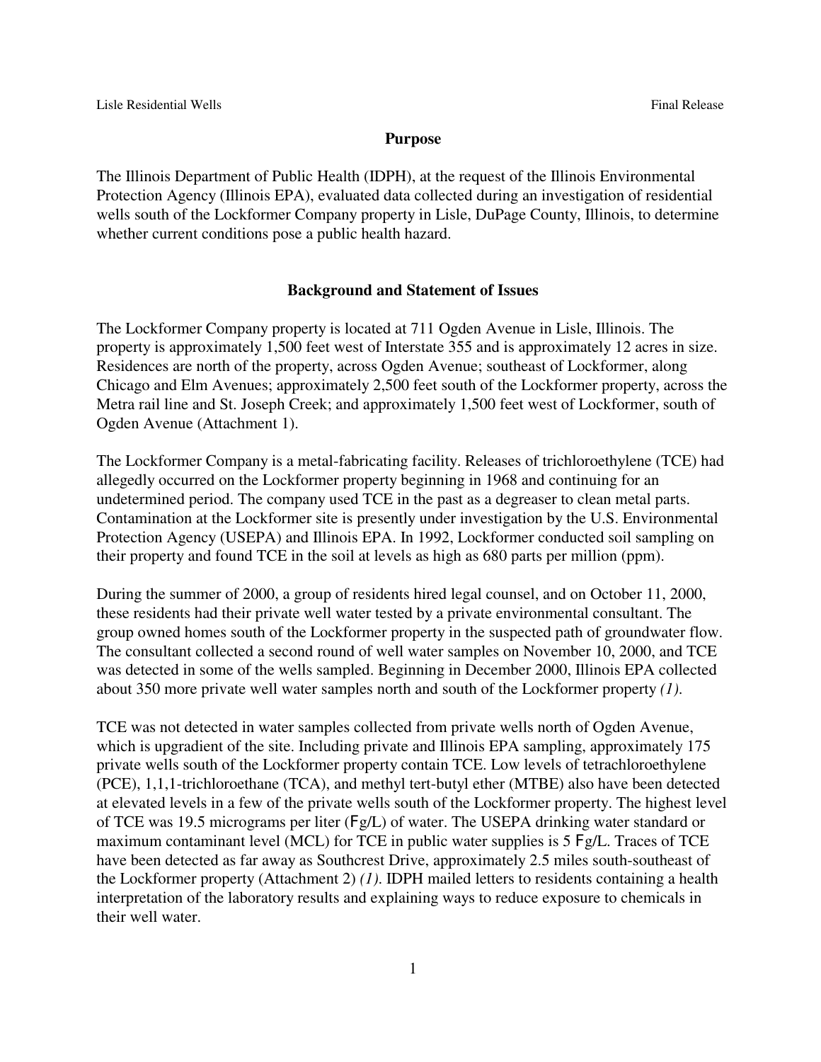## Purpose

The Illinois Department of Public Health (IDPH), at the request of the Illinois Environmental Protection Agency (Illinois EPA), evaluated data collected during an investigation of residential wells south of the Lockformer Company property in Lisle, DuPage County, Illinois, to determine whether current conditions pose a public health hazard.

## Background and Statement of Issues

The Lockformer Company property is located at 711 Ogden Avenue in Lisle, Illinois. The property is approximately 1,500 feet west of Interstate 355 and is approximately 12 acres in size. Residences are north of the property, across Ogden Avenue; southeast of Lockformer, along Chicago and Elm Avenues; approximately 2,500 feet south of the Lockformer property, across the Metra rail line and St. Joseph Creek; and approximately 1,500 feet west of Lockformer, south of Ogden Avenue (Attachment 1).

The Lockformer Company is a metal-fabricating facility. Releases of trichloroethylene (TCE) had allegedly occurred on the Lockformer property beginning in 1968 and continuing for an undetermined period. The company used TCE in the past as a degreaser to clean metal parts. Contamination at the Lockformer site is presently under investigation by the U.S. Environmental Protection Agency (USEPA) and Illinois EPA. In 1992, Lockformer conducted soil sampling on their property and found TCE in the soil at levels as high as 680 parts per million (ppm).

During the summer of 2000, a group of residents hired legal counsel, and on October 11, 2000, these residents had their private well water tested by a private environmental consultant. The group owned homes south of the Lockformer property in the suspected path of groundwater flow. The consultant collected a second round of well water samples on November 10, 2000, and TCE was detected in some of the wells sampled. Beginning in December 2000, Illinois EPA collected about 350 more private well water samples north and south of the Lockformer property *(1)*.

TCE was not detected in water samples collected from private wells north of Ogden Avenue, which is upgradient of the site. Including private and Illinois EPA sampling, approximately 175 private wells south of the Lockformer property contain TCE. Low levels of tetrachloroethylene (PCE), 1,1,1-trichloroethane (TCA), and methyl tert-butyl ether (MTBE) also have been detected at elevated levels in a few of the private wells south of the Lockformer property. The highest level of TCE was 19.5 micrograms per liter (µg/L) of water. The USEPA drinking water standard or maximum contaminant level (MCL) for TCE in public water supplies is 5 µg/L. Traces of TCE have been detected as far away as Southcrest Drive, approximately 2.5 miles south-southeast of the Lockformer property (Attachment 2) *(1)*. IDPH mailed letters to residents containing a health interpretation of the laboratory results and explaining ways to reduce exposure to chemicals in their well water.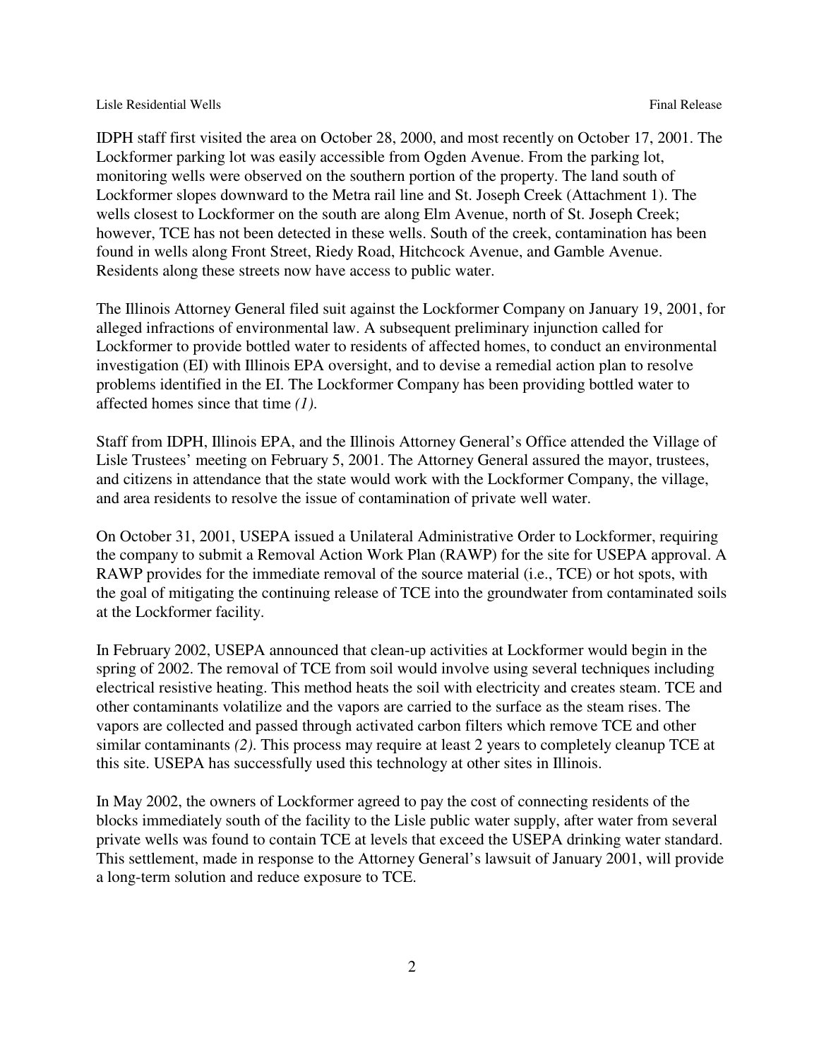IDPH staff first visited the area on October 28, 2000, and most recently on October 17, 2001. The Lockformer parking lot was easily accessible from Ogden Avenue. From the parking lot, monitoring wells were observed on the southern portion of the property. The land south of Lockformer slopes downward to the Metra rail line and St. Joseph Creek (Attachment 1). The wells closest to Lockformer on the south are along Elm Avenue, north of St. Joseph Creek; however, TCE has not been detected in these wells. South of the creek, contamination has been found in wells along Front Street, Riedy Road, Hitchcock Avenue, and Gamble Avenue. Residents along these streets now have access to public water.

The Illinois Attorney General filed suit against the Lockformer Company on January 19, 2001, for alleged infractions of environmental law. A subsequent preliminary injunction called for Lockformer to provide bottled water to residents of affected homes, to conduct an environmental investigation (EI) with Illinois EPA oversight, and to devise a remedial action plan to resolve problems identified in the EI. The Lockformer Company has been providing bottled water to affected homes since that time *(1)*.

Staff from IDPH, Illinois EPA, and the Illinois Attorney General's Office attended the Village of Lisle Trustees' meeting on February 5, 2001. The Attorney General assured the mayor, trustees, and citizens in attendance that the state would work with the Lockformer Company, the village, and area residents to resolve the issue of contamination of private well water.

On October 31, 2001, USEPA issued a Unilateral Administrative Order to Lockformer, requiring the company to submit a Removal Action Work Plan (RAWP) for the site for USEPA approval. A RAWP provides for the immediate removal of the source material (i.e., TCE) or hot spots, with the goal of mitigating the continuing release of TCE into the groundwater from contaminated soils at the Lockformer facility.

In February 2002, USEPA announced that clean-up activities at Lockformer would begin in the spring of 2002. The removal of TCE from soil would involve using several techniques including electrical resistive heating. This method heats the soil with electricity and creates steam. TCE and other contaminants volatilize and the vapors are carried to the surface as the steam rises. The vapors are collected and passed through activated carbon filters which remove TCE and other similar contaminants *(2)*. This process may require at least 2 years to completely cleanup TCE at this site. USEPA has successfully used this technology at other sites in Illinois.

In May 2002, the owners of Lockformer agreed to pay the cost of connecting residents of the blocks immediately south of the facility to the Lisle public water supply, after water from several private wells was found to contain TCE at levels that exceed the USEPA drinking water standard. This settlement, made in response to the Attorney General's lawsuit of January 2001, will provide a long-term solution and reduce exposure to TCE.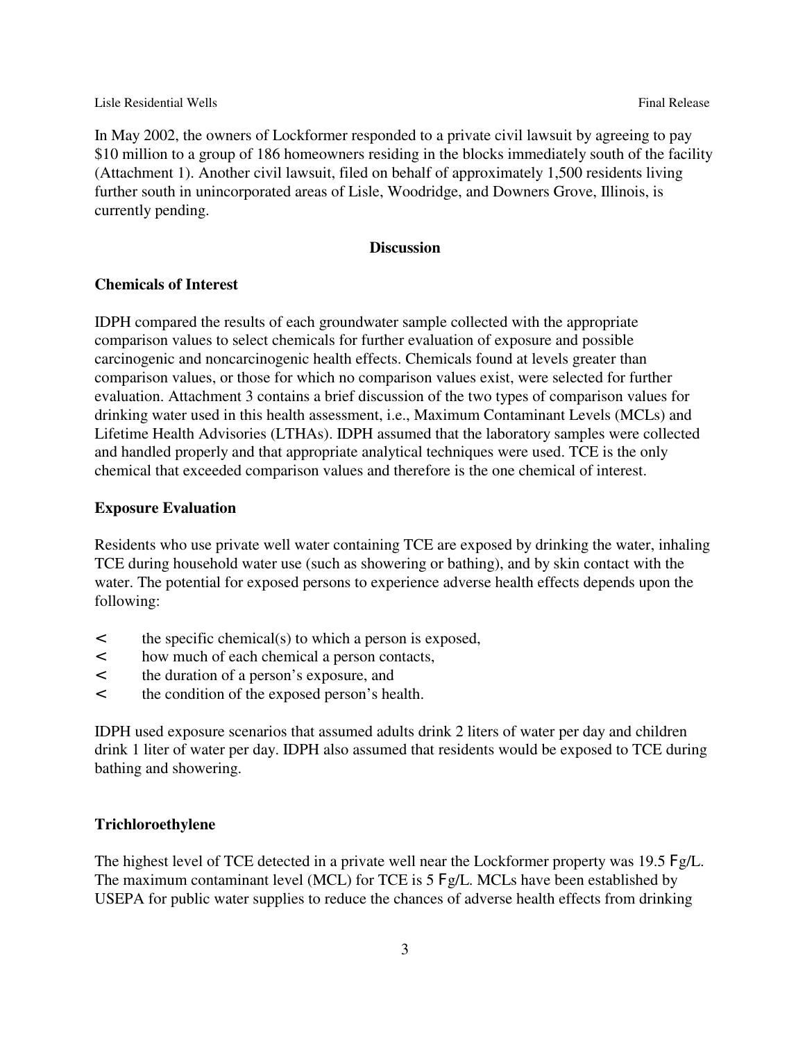In May 2002, the owners of Lockformer responded to a private civil lawsuit by agreeing to pay $10 million to a group of 186 homeowners residing in the blocks immediately south of the facility (Attachment 1). Another civil lawsuit, filed on behalf of approximately 1,500 residents living further south in unincorporated areas of Lisle, Woodridge, and Downers Grove, Illinois, is currently pending.

## Discussion

### Chemicals of Interest

IDPH compared the results of each groundwater sample collected with the appropriate comparison values to select chemicals for further evaluation of exposure and possible carcinogenic and noncarcinogenic health effects. Chemicals found at levels greater than comparison values, or those for which no comparison values exist, were selected for further evaluation. Attachment 3 contains a brief discussion of the two types of comparison values for drinking water used in this health assessment, i.e., Maximum Contaminant Levels (MCLs) and Lifetime Health Advisories (LTHAs). IDPH assumed that the laboratory samples were collected and handled properly and that appropriate analytical techniques were used. TCE is the only chemical that exceeded comparison values and therefore is the one chemical of interest.

### Exposure Evaluation

Residents who use private well water containing TCE are exposed by drinking the water, inhaling TCE during household water use (such as showering or bathing), and by skin contact with the water. The potential for exposed persons to experience adverse health effects depends upon the following:

- the specific chemical(s) to which a person is exposed,
- how much of each chemical a person contacts,
- the duration of a person's exposure, and
- the condition of the exposed person's health.

IDPH used exposure scenarios that assumed adults drink 2 liters of water per day and children drink 1 liter of water per day. IDPH also assumed that residents would be exposed to TCE during bathing and showering.

### Trichloroethylene

The highest level of TCE detected in a private well near the Lockformer property was 19.5 µg/L. The maximum contaminant level (MCL) for TCE is 5 µg/L. MCLs have been established by USEPA for public water supplies to reduce the chances of adverse health effects from drinking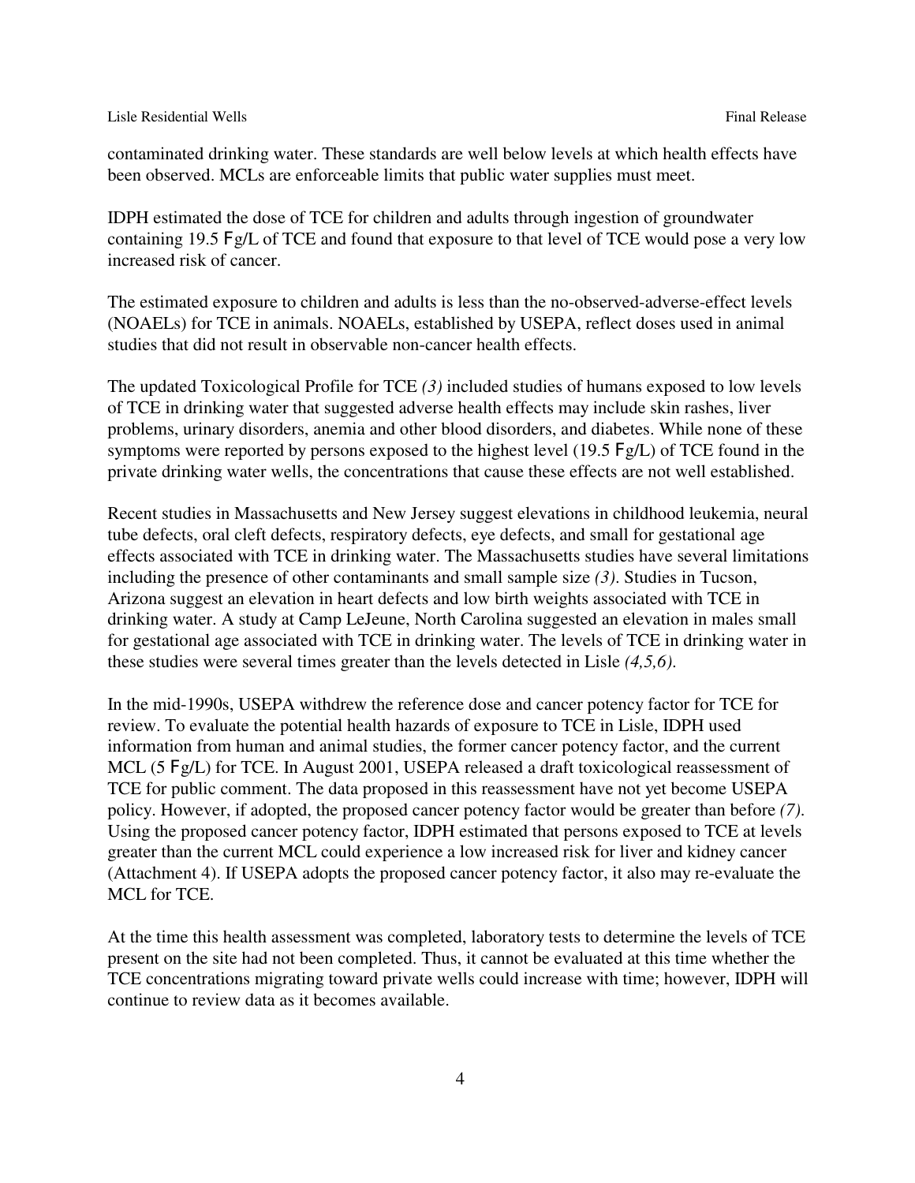contaminated drinking water. These standards are well below levels at which health effects have been observed. MCLs are enforceable limits that public water supplies must meet.

IDPH estimated the dose of TCE for children and adults through ingestion of groundwater containing 19.5 µg/L of TCE and found that exposure to that level of TCE would pose a very low increased risk of cancer.

The estimated exposure to children and adults is less than the no-observed-adverse-effect levels (NOAELs) for TCE in animals. NOAELs, established by USEPA, reflect doses used in animal studies that did not result in observable non-cancer health effects.

The updated Toxicological Profile for TCE *(3)* included studies of humans exposed to low levels of TCE in drinking water that suggested adverse health effects may include skin rashes, liver problems, urinary disorders, anemia and other blood disorders, and diabetes. While none of these symptoms were reported by persons exposed to the highest level (19.5 µg/L) of TCE found in the private drinking water wells, the concentrations that cause these effects are not well established.

Recent studies in Massachusetts and New Jersey suggest elevations in childhood leukemia, neural tube defects, oral cleft defects, respiratory defects, eye defects, and small for gestational age effects associated with TCE in drinking water. The Massachusetts studies have several limitations including the presence of other contaminants and small sample size *(3)*. Studies in Tucson, Arizona suggest an elevation in heart defects and low birth weights associated with TCE in drinking water. A study at Camp LeJeune, North Carolina suggested an elevation in males small for gestational age associated with TCE in drinking water. The levels of TCE in drinking water in these studies were several times greater than the levels detected in Lisle *(4,5,6)*.

In the mid-1990s, USEPA withdrew the reference dose and cancer potency factor for TCE for review. To evaluate the potential health hazards of exposure to TCE in Lisle, IDPH used information from human and animal studies, the former cancer potency factor, and the current MCL (5 µg/L) for TCE. In August 2001, USEPA released a draft toxicological reassessment of TCE for public comment. The data proposed in this reassessment have not yet become USEPA policy. However, if adopted, the proposed cancer potency factor would be greater than before *(7)*. Using the proposed cancer potency factor, IDPH estimated that persons exposed to TCE at levels greater than the current MCL could experience a low increased risk for liver and kidney cancer (Attachment 4). If USEPA adopts the proposed cancer potency factor, it also may re-evaluate the MCL for TCE.

At the time this health assessment was completed, laboratory tests to determine the levels of TCE present on the site had not been completed. Thus, it cannot be evaluated at this time whether the TCE concentrations migrating toward private wells could increase with time; however, IDPH will continue to review data as it becomes available.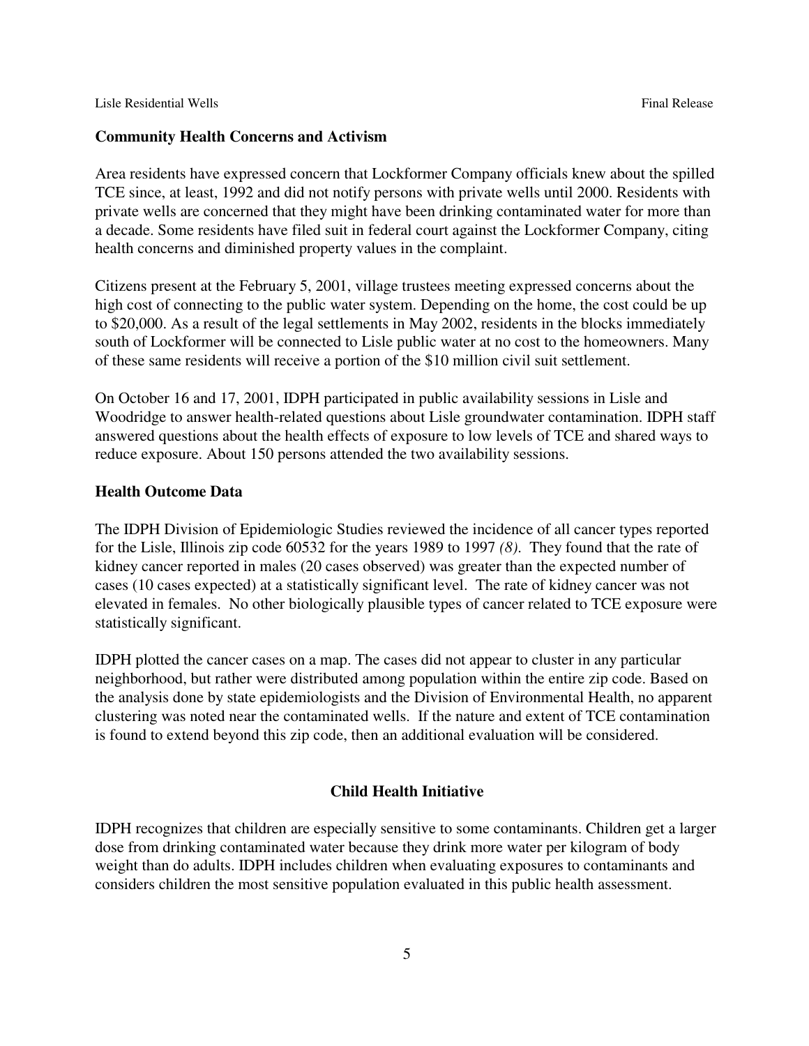### Community Health Concerns and Activism

Area residents have expressed concern that Lockformer Company officials knew about the spilled TCE since, at least, 1992 and did not notify persons with private wells until 2000. Residents with private wells are concerned that they might have been drinking contaminated water for more than a decade. Some residents have filed suit in federal court against the Lockformer Company, citing health concerns and diminished property values in the complaint.

Citizens present at the February 5, 2001, village trustees meeting expressed concerns about the high cost of connecting to the public water system. Depending on the home, the cost could be up to $20,000. As a result of the legal settlements in May 2002, residents in the blocks immediately south of Lockformer will be connected to Lisle public water at no cost to the homeowners. Many of these same residents will receive a portion of the $10 million civil suit settlement.

On October 16 and 17, 2001, IDPH participated in public availability sessions in Lisle and Woodridge to answer health-related questions about Lisle groundwater contamination. IDPH staff answered questions about the health effects of exposure to low levels of TCE and shared ways to reduce exposure. About 150 persons attended the two availability sessions.

### Health Outcome Data

The IDPH Division of Epidemiologic Studies reviewed the incidence of all cancer types reported for the Lisle, Illinois zip code 60532 for the years 1989 to 1997 *(8)*. They found that the rate of kidney cancer reported in males (20 cases observed) was greater than the expected number of cases (10 cases expected) at a statistically significant level. The rate of kidney cancer was not elevated in females. No other biologically plausible types of cancer related to TCE exposure were statistically significant.

IDPH plotted the cancer cases on a map. The cases did not appear to cluster in any particular neighborhood, but rather were distributed among population within the entire zip code. Based on the analysis done by state epidemiologists and the Division of Environmental Health, no apparent clustering was noted near the contaminated wells. If the nature and extent of TCE contamination is found to extend beyond this zip code, then an additional evaluation will be considered.

## Child Health Initiative

IDPH recognizes that children are especially sensitive to some contaminants. Children get a larger dose from drinking contaminated water because they drink more water per kilogram of body weight than do adults. IDPH includes children when evaluating exposures to contaminants and considers children the most sensitive population evaluated in this public health assessment.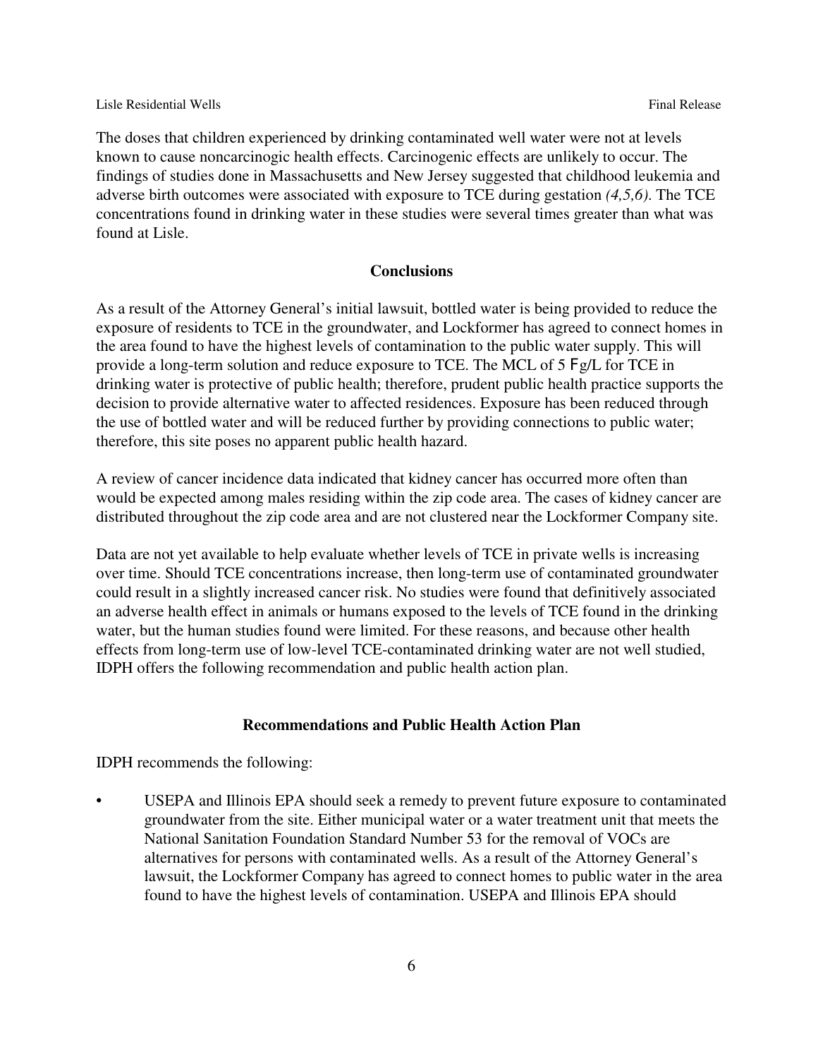The doses that children experienced by drinking contaminated well water were not at levels known to cause noncarcinogic health effects. Carcinogenic effects are unlikely to occur. The findings of studies done in Massachusetts and New Jersey suggested that childhood leukemia and adverse birth outcomes were associated with exposure to TCE during gestation *(4,5,6)*. The TCE concentrations found in drinking water in these studies were several times greater than what was found at Lisle.

## Conclusions

As a result of the Attorney General's initial lawsuit, bottled water is being provided to reduce the exposure of residents to TCE in the groundwater, and Lockformer has agreed to connect homes in the area found to have the highest levels of contamination to the public water supply. This will provide a long-term solution and reduce exposure to TCE. The MCL of 5 µg/L for TCE in drinking water is protective of public health; therefore, prudent public health practice supports the decision to provide alternative water to affected residences. Exposure has been reduced through the use of bottled water and will be reduced further by providing connections to public water; therefore, this site poses no apparent public health hazard.

A review of cancer incidence data indicated that kidney cancer has occurred more often than would be expected among males residing within the zip code area. The cases of kidney cancer are distributed throughout the zip code area and are not clustered near the Lockformer Company site.

Data are not yet available to help evaluate whether levels of TCE in private wells is increasing over time. Should TCE concentrations increase, then long-term use of contaminated groundwater could result in a slightly increased cancer risk. No studies were found that definitively associated an adverse health effect in animals or humans exposed to the levels of TCE found in the drinking water, but the human studies found were limited. For these reasons, and because other health effects from long-term use of low-level TCE-contaminated drinking water are not well studied, IDPH offers the following recommendation and public health action plan.

## Recommendations and Public Health Action Plan

IDPH recommends the following:

- USEPA and Illinois EPA should seek a remedy to prevent future exposure to contaminated groundwater from the site. Either municipal water or a water treatment unit that meets the National Sanitation Foundation Standard Number 53 for the removal of VOCs are alternatives for persons with contaminated wells. As a result of the Attorney General's lawsuit, the Lockformer Company has agreed to connect homes to public water in the area found to have the highest levels of contamination. USEPA and Illinois EPA should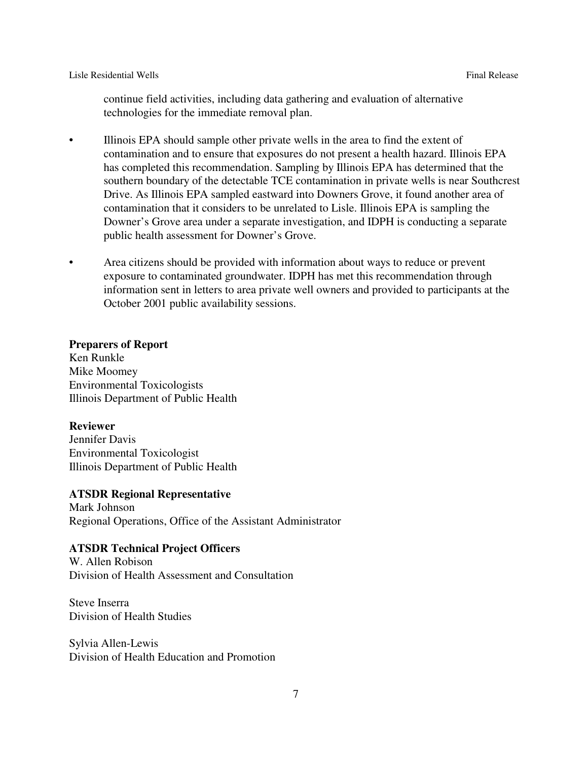continue field activities, including data gathering and evaluation of alternative technologies for the immediate removal plan.

- Illinois EPA should sample other private wells in the area to find the extent of contamination and to ensure that exposures do not present a health hazard. Illinois EPA has completed this recommendation. Sampling by Illinois EPA has determined that the southern boundary of the detectable TCE contamination in private wells is near Southcrest Drive. As Illinois EPA sampled eastward into Downers Grove, it found another area of contamination that it considers to be unrelated to Lisle. Illinois EPA is sampling the Downer's Grove area under a separate investigation, and IDPH is conducting a separate public health assessment for Downer's Grove.

- Area citizens should be provided with information about ways to reduce or prevent exposure to contaminated groundwater. IDPH has met this recommendation through information sent in letters to area private well owners and provided to participants at the October 2001 public availability sessions.

**Preparers of Report**
Ken Runkle
Mike Moomey
Environmental Toxicologists
Illinois Department of Public Health

**Reviewer**
Jennifer Davis
Environmental Toxicologist
Illinois Department of Public Health

**ATSDR Regional Representative**
Mark Johnson
Regional Operations, Office of the Assistant Administrator

**ATSDR Technical Project Officers**
W. Allen Robison
Division of Health Assessment and Consultation

Steve Inserra
Division of Health Studies

Sylvia Allen-Lewis
Division of Health Education and Promotion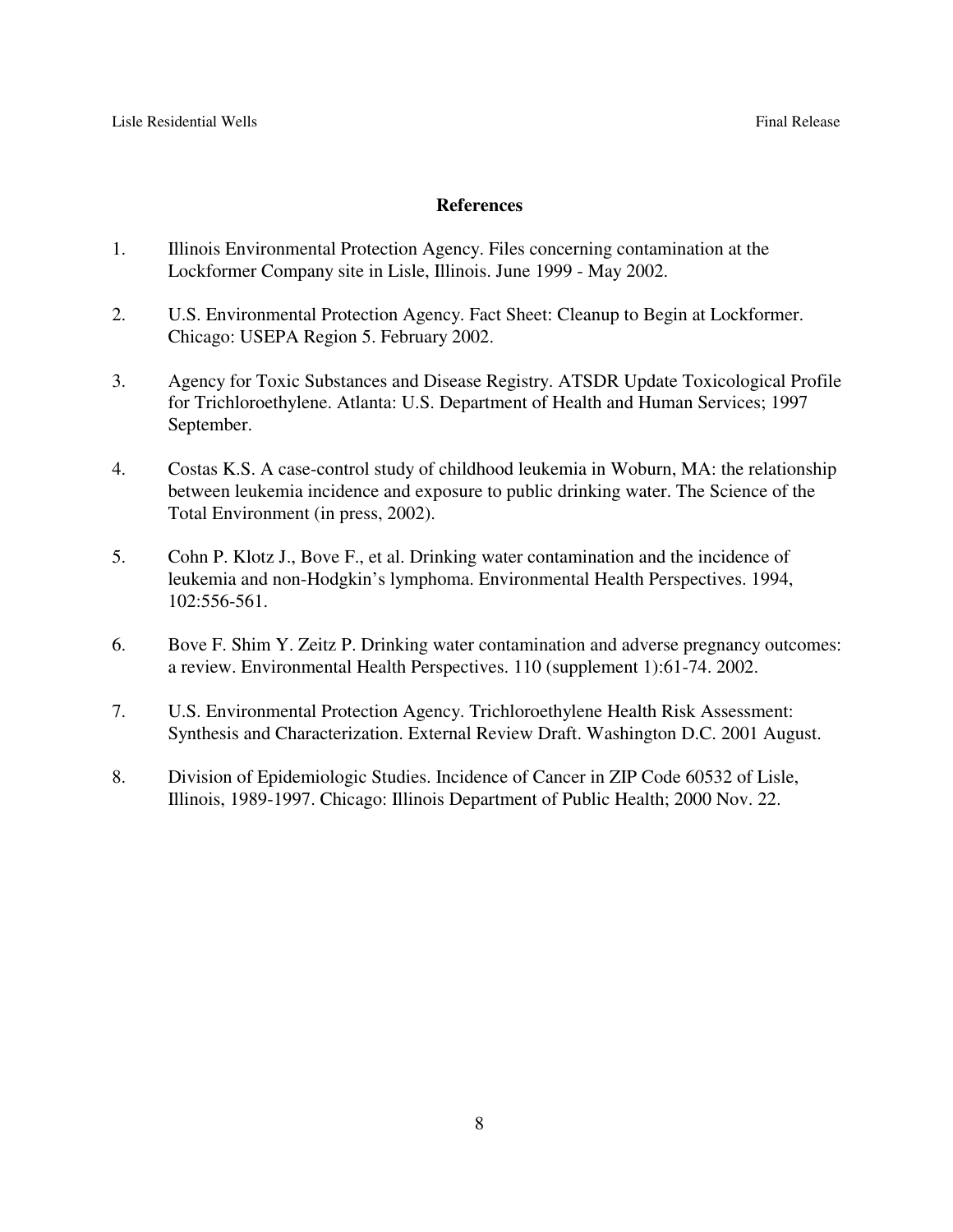## References

1. Illinois Environmental Protection Agency. Files concerning contamination at the Lockformer Company site in Lisle, Illinois. June 1999 - May 2002.

2. U.S. Environmental Protection Agency. Fact Sheet: Cleanup to Begin at Lockformer. Chicago: USEPA Region 5. February 2002.

3. Agency for Toxic Substances and Disease Registry. ATSDR Update Toxicological Profile for Trichloroethylene. Atlanta: U.S. Department of Health and Human Services; 1997 September.

4. Costas K.S. A case-control study of childhood leukemia in Woburn, MA: the relationship between leukemia incidence and exposure to public drinking water. The Science of the Total Environment (in press, 2002).

5. Cohn P. Klotz J., Bove F., et al. Drinking water contamination and the incidence of leukemia and non-Hodgkin's lymphoma. Environmental Health Perspectives. 1994, 102:556-561.

6. Bove F. Shim Y. Zeitz P. Drinking water contamination and adverse pregnancy outcomes: a review. Environmental Health Perspectives. 110 (supplement 1):61-74. 2002.

7. U.S. Environmental Protection Agency. Trichloroethylene Health Risk Assessment: Synthesis and Characterization. External Review Draft. Washington D.C. 2001 August.

8. Division of Epidemiologic Studies. Incidence of Cancer in ZIP Code 60532 of Lisle, Illinois, 1989-1997. Chicago: Illinois Department of Public Health; 2000 Nov. 22.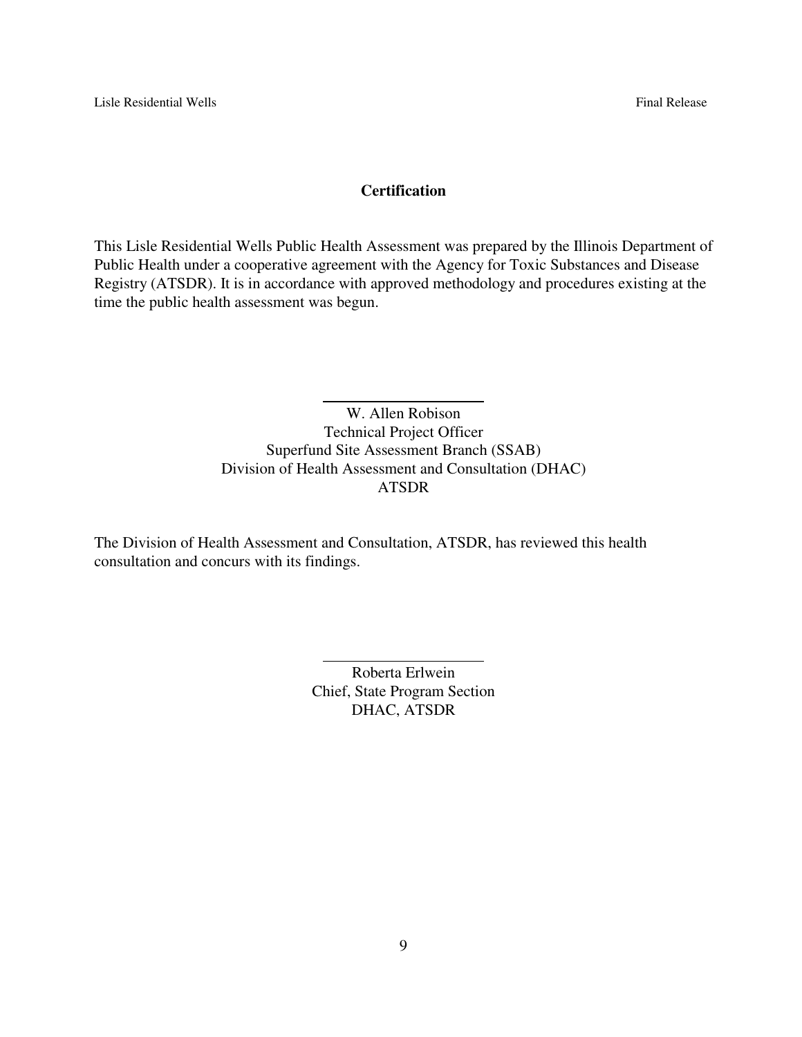## Certification

This Lisle Residential Wells Public Health Assessment was prepared by the Illinois Department of Public Health under a cooperative agreement with the Agency for Toxic Substances and Disease Registry (ATSDR). It is in accordance with approved methodology and procedures existing at the time the public health assessment was begun.

W. Allen Robison
Technical Project Officer
Superfund Site Assessment Branch (SSAB)
Division of Health Assessment and Consultation (DHAC)
ATSDR

The Division of Health Assessment and Consultation, ATSDR, has reviewed this health consultation and concurs with its findings.

Roberta Erlwein
Chief, State Program Section
DHAC, ATSDR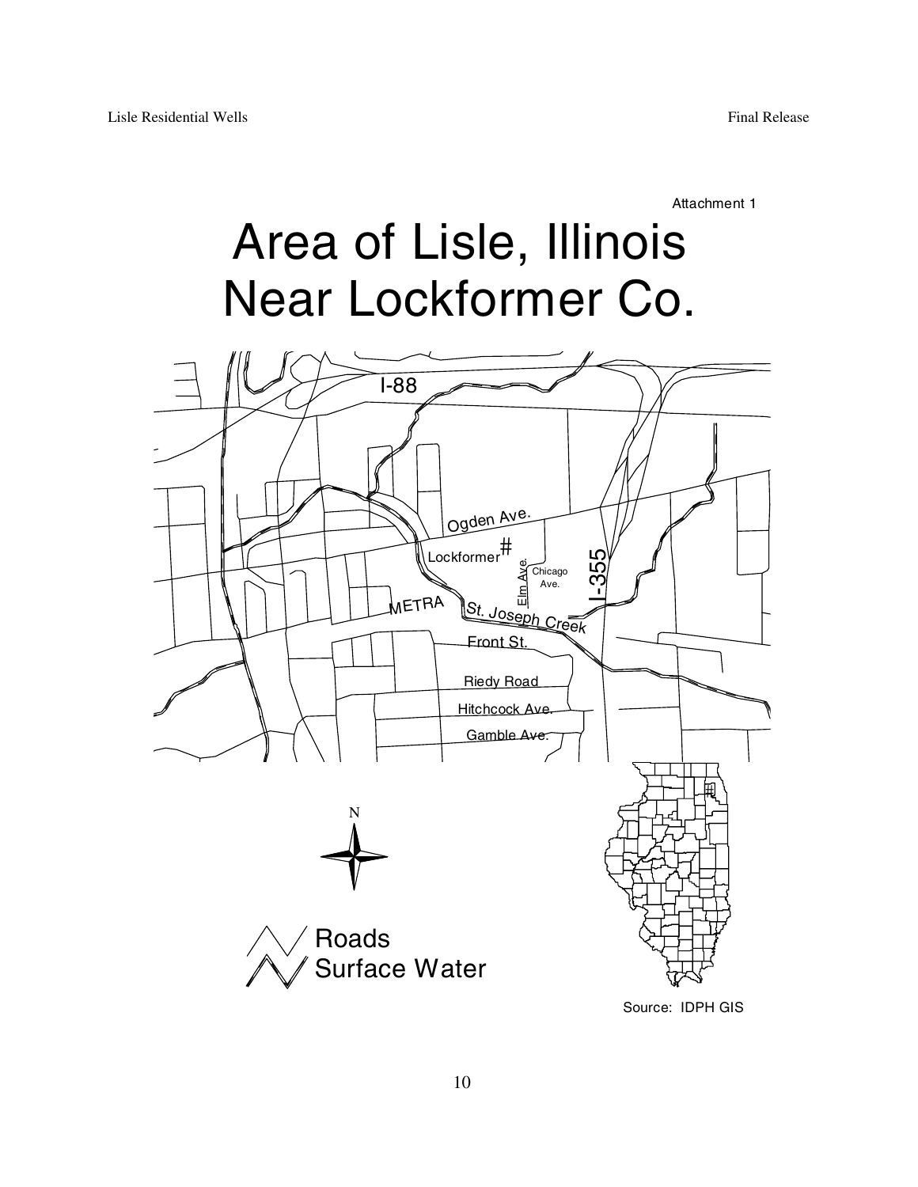Attachment 1

# Area of Lisle, Illinois Near Lockformer Co.

I-88

Ogden Ave.

Lockformer

Elm Ave.

Chicago Ave.

I-355

METRA

St. Joseph Creek

Front St.

Riedy Road

Hitchcock Ave.

Gamble Ave.

N

Roads

Surface Water

Source: IDPH GIS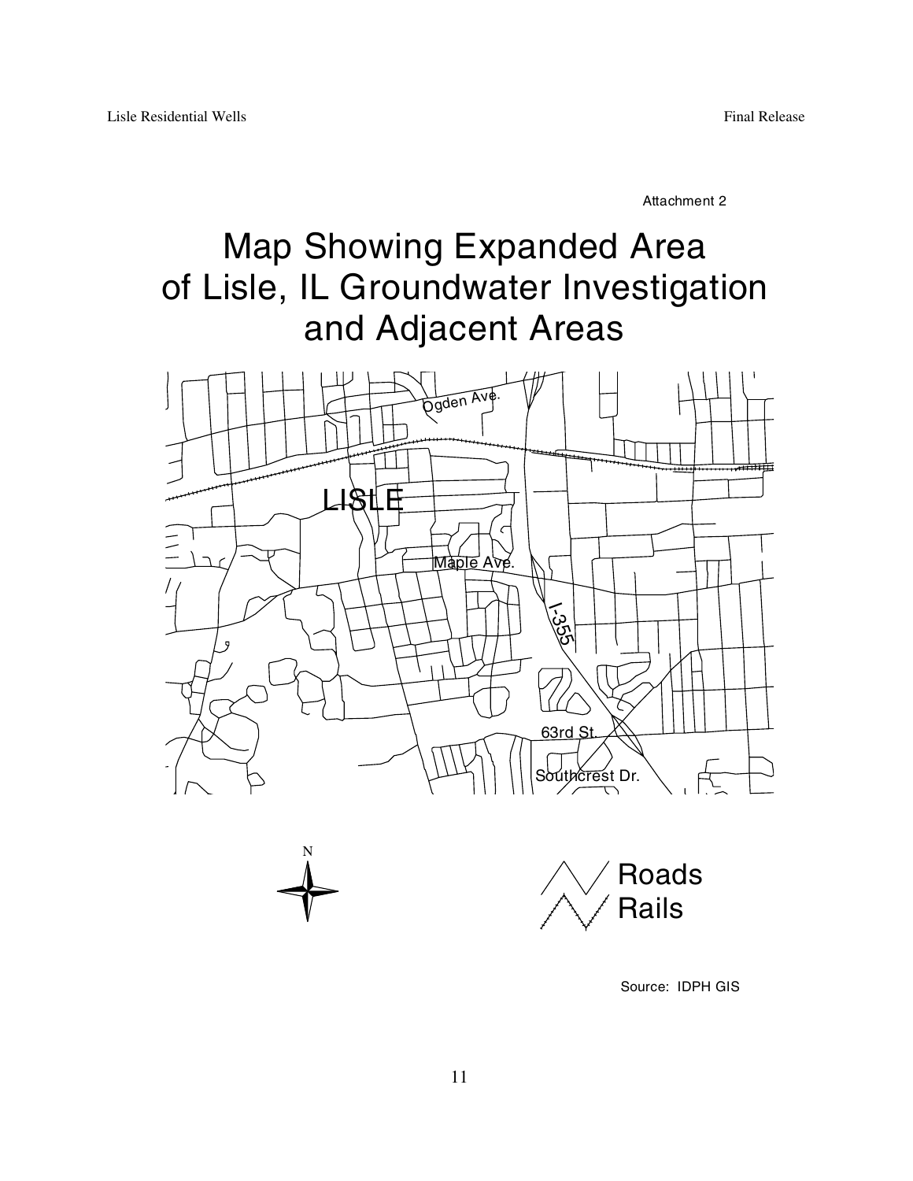Attachment 2

# Map Showing Expanded Area of Lisle, IL Groundwater Investigation and Adjacent Areas

Source: IDPH GIS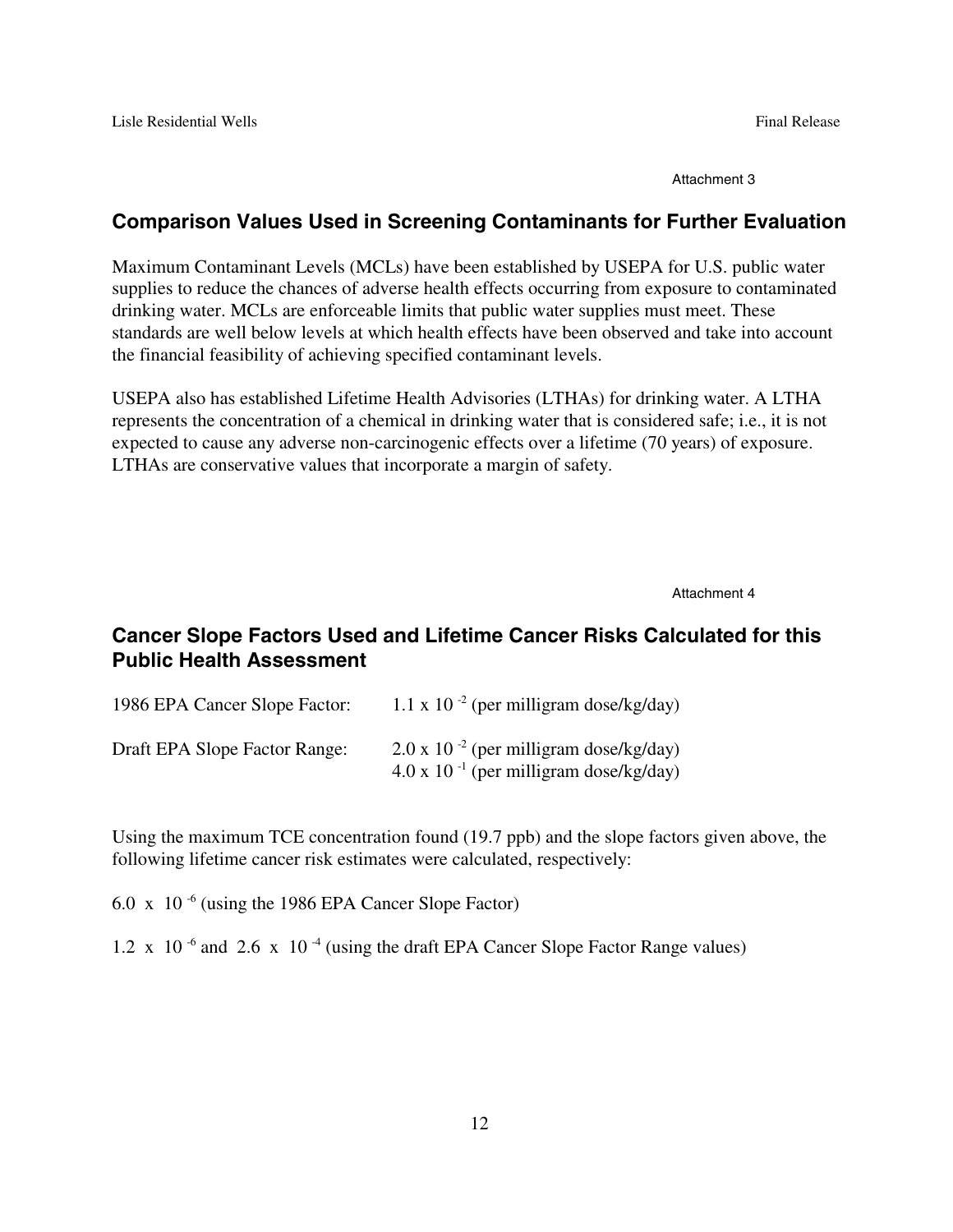Attachment 3

## Comparison Values Used in Screening Contaminants for Further Evaluation

Maximum Contaminant Levels (MCLs) have been established by USEPA for U.S. public water supplies to reduce the chances of adverse health effects occurring from exposure to contaminated drinking water. MCLs are enforceable limits that public water supplies must meet. These standards are well below levels at which health effects have been observed and take into account the financial feasibility of achieving specified contaminant levels.

USEPA also has established Lifetime Health Advisories (LTHAs) for drinking water. A LTHA represents the concentration of a chemical in drinking water that is considered safe; i.e., it is not expected to cause any adverse non-carcinogenic effects over a lifetime (70 years) of exposure. LTHAs are conservative values that incorporate a margin of safety.

Attachment 4

## Cancer Slope Factors Used and Lifetime Cancer Risks Calculated for this Public Health Assessment

| | |
|---|---|
| 1986 EPA Cancer Slope Factor: | $1.1 \times 10^{-2}$ (per milligram dose/kg/day) |
| Draft EPA Slope Factor Range: | $2.0 \times 10^{-2}$ (per milligram dose/kg/day)<br>$4.0 \times 10^{-1}$ (per milligram dose/kg/day) |

Using the maximum TCE concentration found (19.7 ppb) and the slope factors given above, the following lifetime cancer risk estimates were calculated, respectively:

$6.0 \times 10^{-6}$ (using the 1986 EPA Cancer Slope Factor)

$1.2 \times 10^{-6}$ and $2.6 \times 10^{-4}$ (using the draft EPA Cancer Slope Factor Range values)